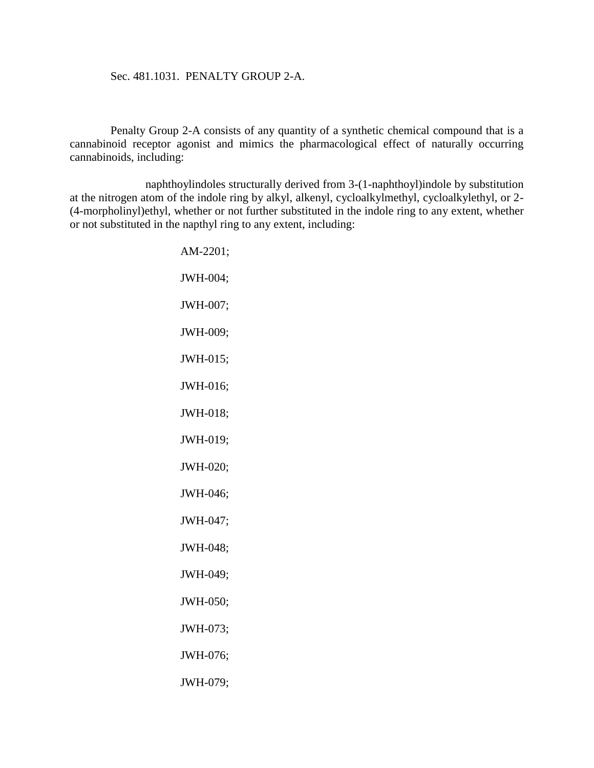Sec. 481.1031. PENALTY GROUP 2-A.

Penalty Group 2-A consists of any quantity of a synthetic chemical compound that is a cannabinoid receptor agonist and mimics the pharmacological effect of naturally occurring cannabinoids, including:

naphthoylindoles structurally derived from 3-(1-naphthoyl)indole by substitution at the nitrogen atom of the indole ring by alkyl, alkenyl, cycloalkylmethyl, cycloalkylethyl, or 2-(4-morpholinyl)ethyl, whether or not further substituted in the indole ring to any extent, whether or not substituted in the napthyl ring to any extent, including:

AM-2201;

JWH-004;

JWH-007;

JWH-009;

JWH-015;

JWH-016;

JWH-018;

JWH-019;

JWH-020;

JWH-046;

JWH-047;

JWH-048;

JWH-049;

JWH-050;

JWH-073;

JWH-076;

JWH-079;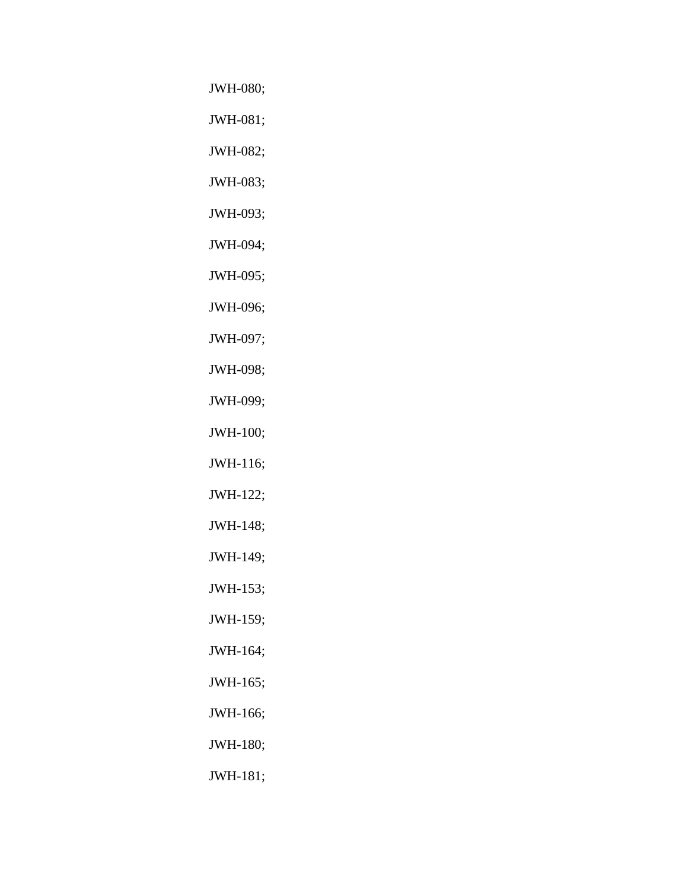JWH-080;

JWH-081;

JWH-082;

JWH-083;

JWH-093;

JWH-094;

JWH-095;

JWH-096;

JWH-097;

JWH-098;

JWH-099;

JWH-100;

JWH-116;

JWH-122;

JWH-148;

JWH-149;

JWH-153;

JWH-159;

JWH-164;

JWH-165;

JWH-166;

JWH-180;

JWH-181;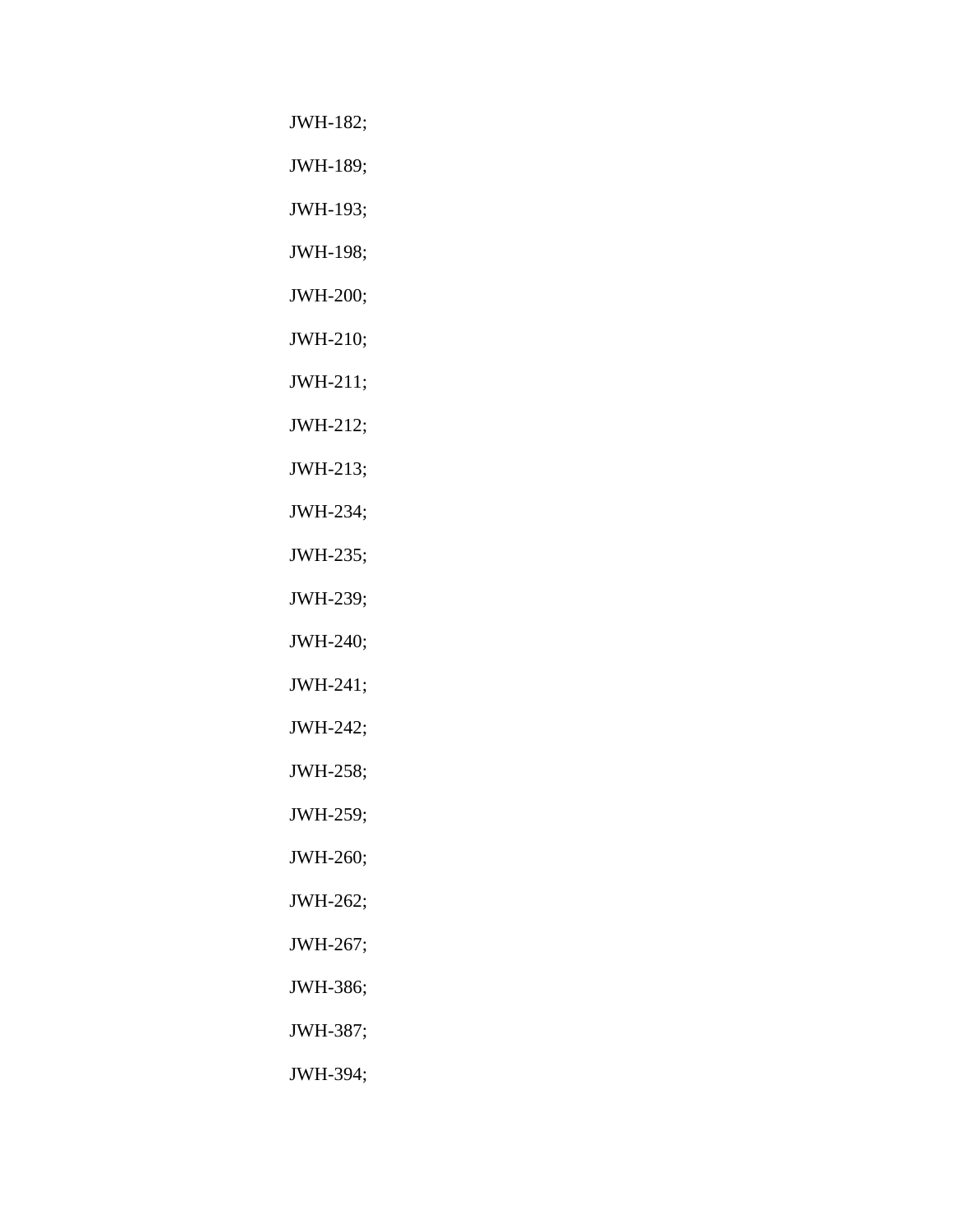JWH-182;

JWH-189;

JWH-193;

JWH-198;

JWH-200;

JWH-210;

JWH-211;

JWH-212;

JWH-213;

JWH-234;

JWH-235;

JWH-239;

JWH-240;

JWH-241;

JWH-242;

JWH-258;

JWH-259;

JWH-260;

JWH-262;

JWH-267;

JWH-386;

JWH-387;

JWH-394;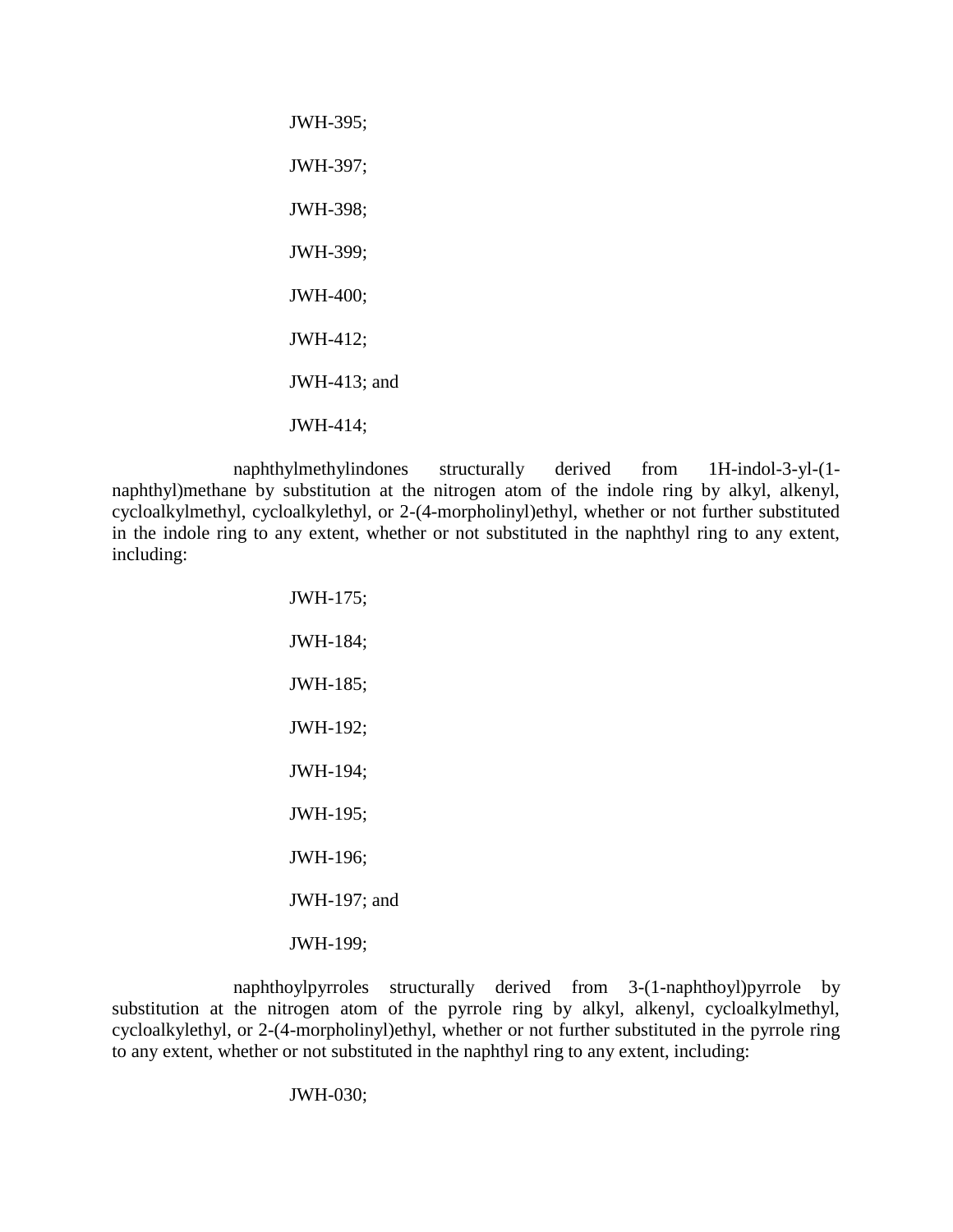JWH-395;

JWH-397;

JWH-398;

JWH-399;

JWH-400;

JWH-412;

JWH-413; and

JWH-414;

naphthylmethylindones structurally derived from 1H-indol-3-yl-(1-naphthyl)methane by substitution at the nitrogen atom of the indole ring by alkyl, alkenyl, cycloalkylmethyl, cycloalkylethyl, or 2-(4-morpholinyl)ethyl, whether or not further substituted in the indole ring to any extent, whether or not substituted in the naphthyl ring to any extent, including:

JWH-175;

JWH-184;

JWH-185;

JWH-192;

JWH-194;

JWH-195;

JWH-196;

JWH-197; and

JWH-199;

naphthoylpyrroles structurally derived from 3-(1-naphthoyl)pyrrole by substitution at the nitrogen atom of the pyrrole ring by alkyl, alkenyl, cycloalkylmethyl, cycloalkylethyl, or 2-(4-morpholinyl)ethyl, whether or not further substituted in the pyrrole ring to any extent, whether or not substituted in the naphthyl ring to any extent, including:

JWH-030;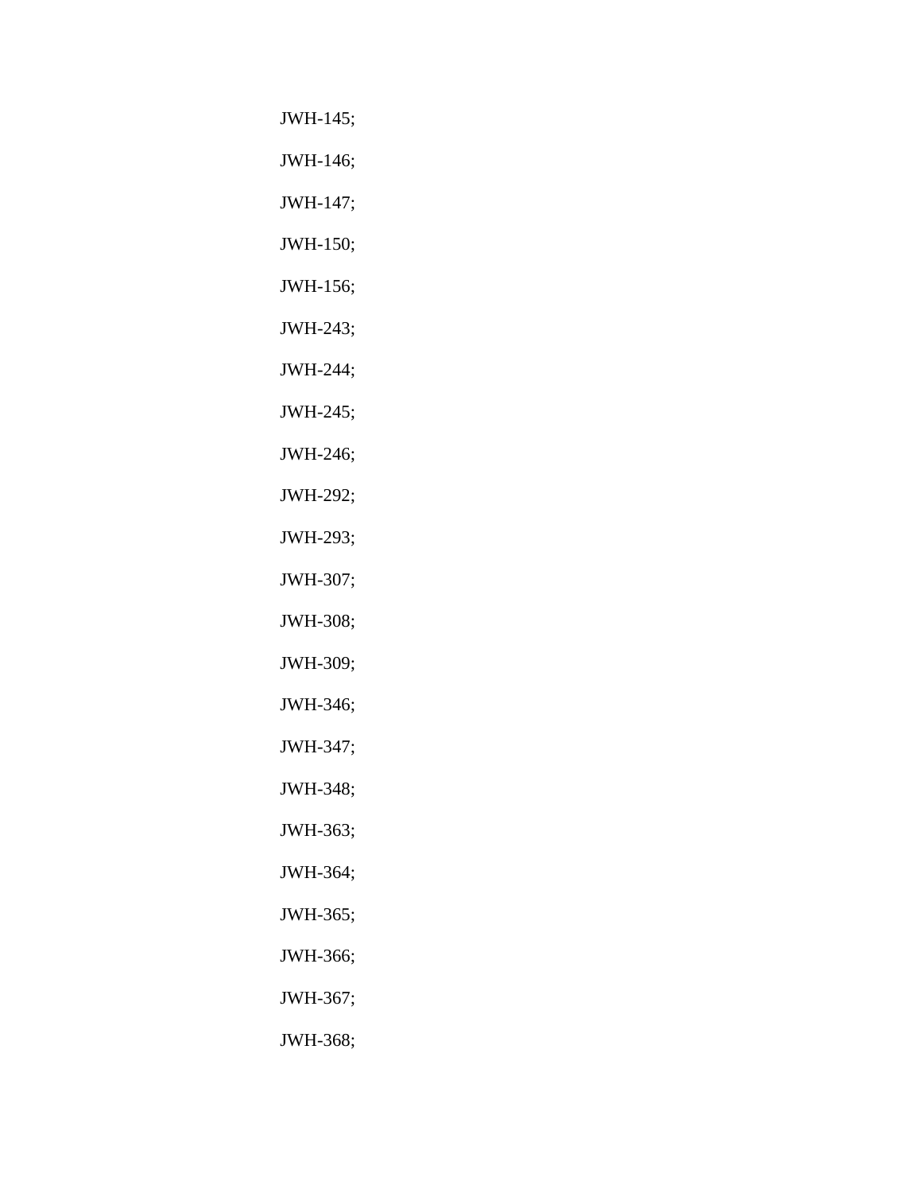JWH-145;

JWH-146;

JWH-147;

JWH-150;

JWH-156;

JWH-243;

JWH-244;

JWH-245;

JWH-246;

JWH-292;

JWH-293;

JWH-307;

JWH-308;

JWH-309;

JWH-346;

JWH-347;

JWH-348;

JWH-363;

JWH-364;

JWH-365;

JWH-366;

JWH-367;

JWH-368;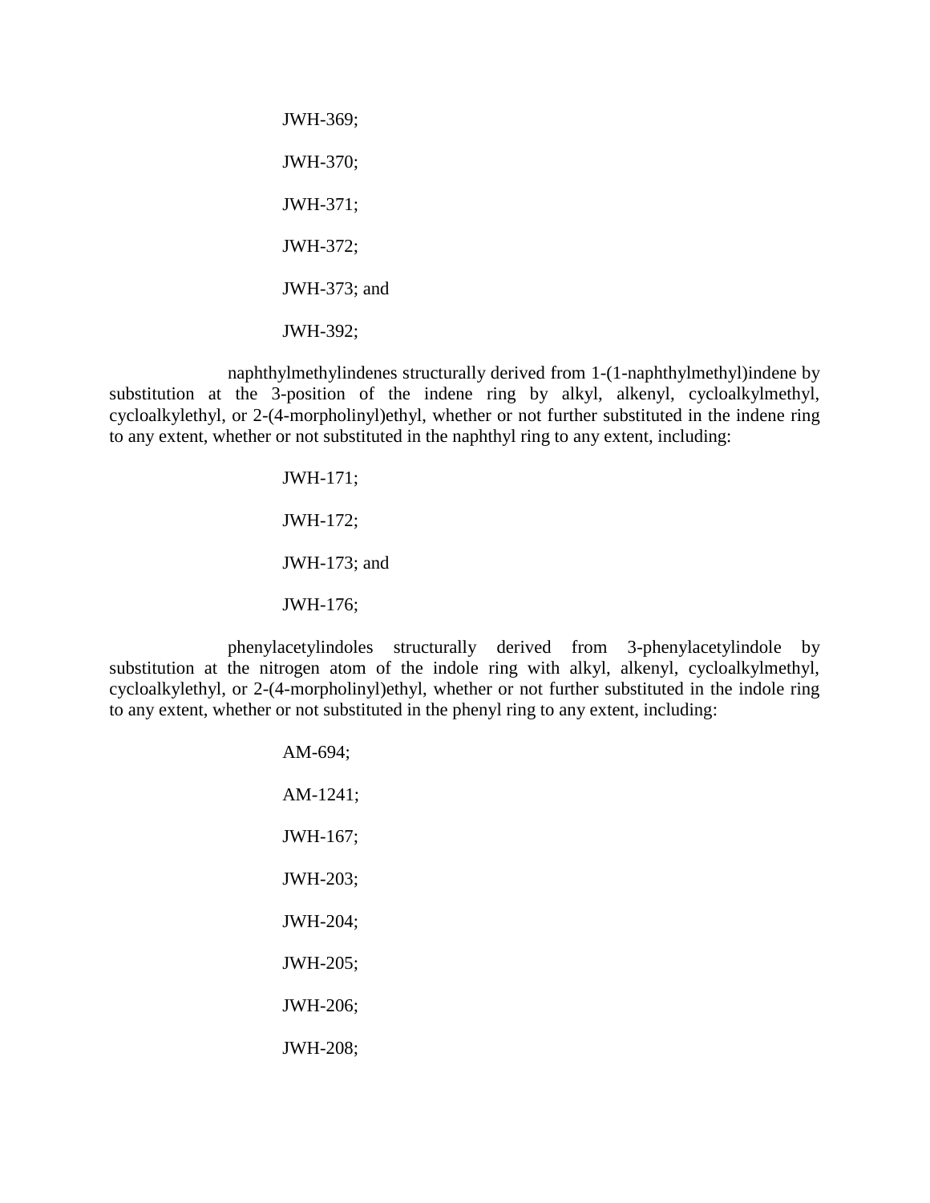JWH-369;

JWH-370;

JWH-371;

JWH-372;

JWH-373; and

JWH-392;

naphthylmethylindenes structurally derived from 1-(1-naphthylmethyl)indene by substitution at the 3-position of the indene ring by alkyl, alkenyl, cycloalkylmethyl, cycloalkylethyl, or 2-(4-morpholinyl)ethyl, whether or not further substituted in the indene ring to any extent, whether or not substituted in the naphthyl ring to any extent, including:

JWH-171;

JWH-172;

JWH-173; and

JWH-176;

phenylacetylindoles structurally derived from 3-phenylacetylindole by substitution at the nitrogen atom of the indole ring with alkyl, alkenyl, cycloalkylmethyl, cycloalkylethyl, or 2-(4-morpholinyl)ethyl, whether or not further substituted in the indole ring to any extent, whether or not substituted in the phenyl ring to any extent, including:

AM-694;

AM-1241;

JWH-167;

JWH-203;

JWH-204;

JWH-205;

JWH-206;

JWH-208;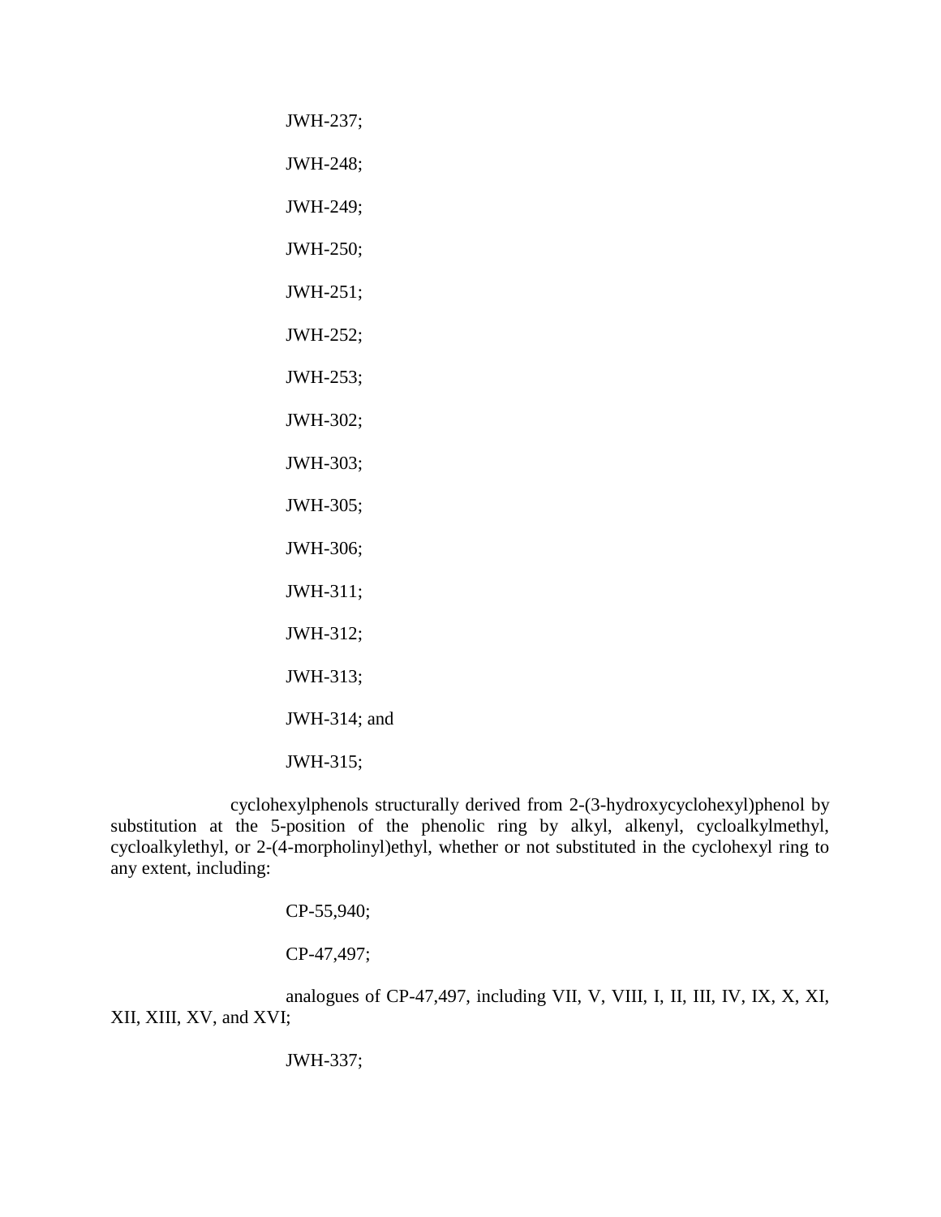JWH-237;

JWH-248;

JWH-249;

JWH-250;

JWH-251;

JWH-252;

JWH-253;

JWH-302;

JWH-303;

JWH-305;

JWH-306;

JWH-311;

JWH-312;

JWH-313;

JWH-314; and

JWH-315;

cyclohexylphenols structurally derived from 2-(3-hydroxycyclohexyl)phenol by substitution at the 5-position of the phenolic ring by alkyl, alkenyl, cycloalkylmethyl, cycloalkylethyl, or 2-(4-morpholinyl)ethyl, whether or not substituted in the cyclohexyl ring to any extent, including:

CP-55,940;

CP-47,497;

analogues of CP-47,497, including VII, V, VIII, I, II, III, IV, IX, X, XI, XII, XIII, XV, and XVI;

JWH-337;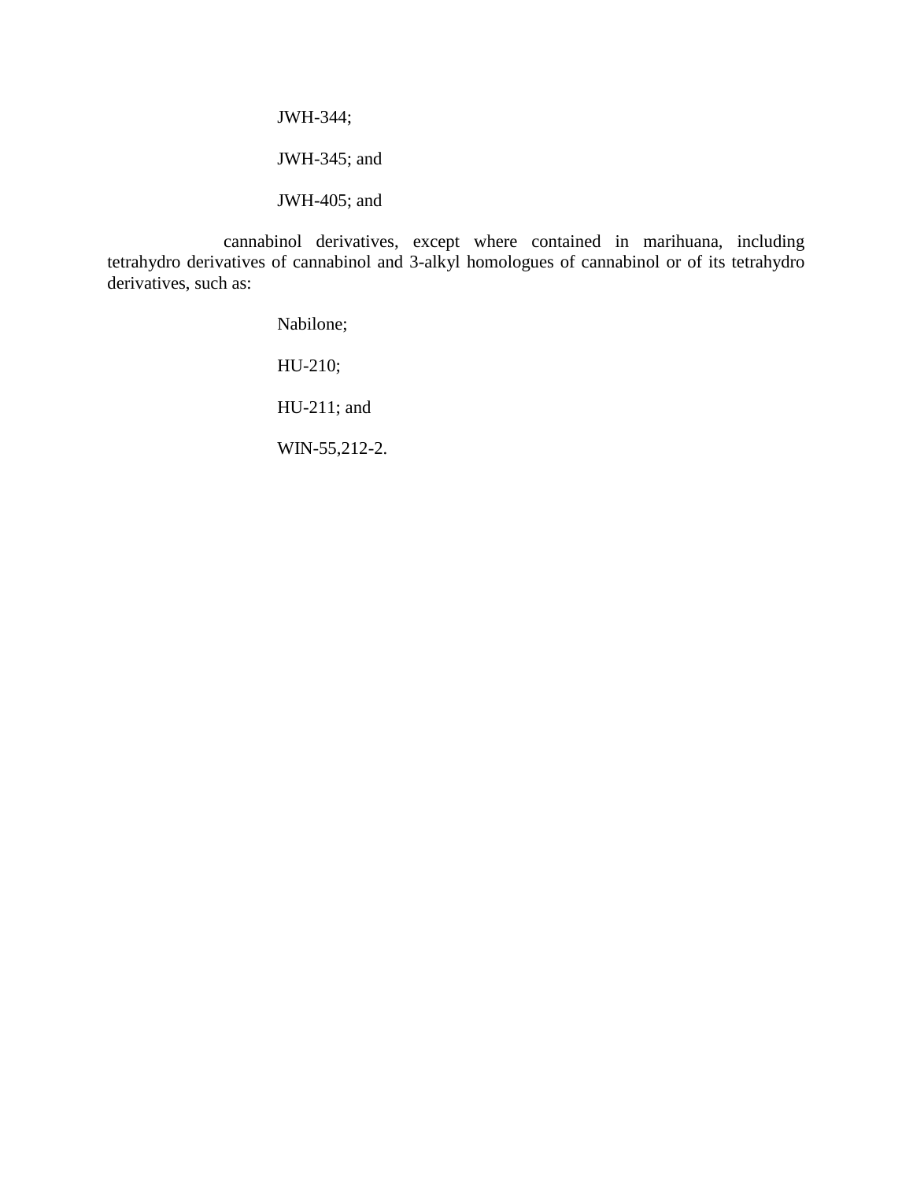JWH-344;

JWH-345; and

JWH-405; and

cannabinol derivatives, except where contained in marihuana, including tetrahydro derivatives of cannabinol and 3-alkyl homologues of cannabinol or of its tetrahydro derivatives, such as:

Nabilone;

HU-210;

HU-211; and

WIN-55,212-2.